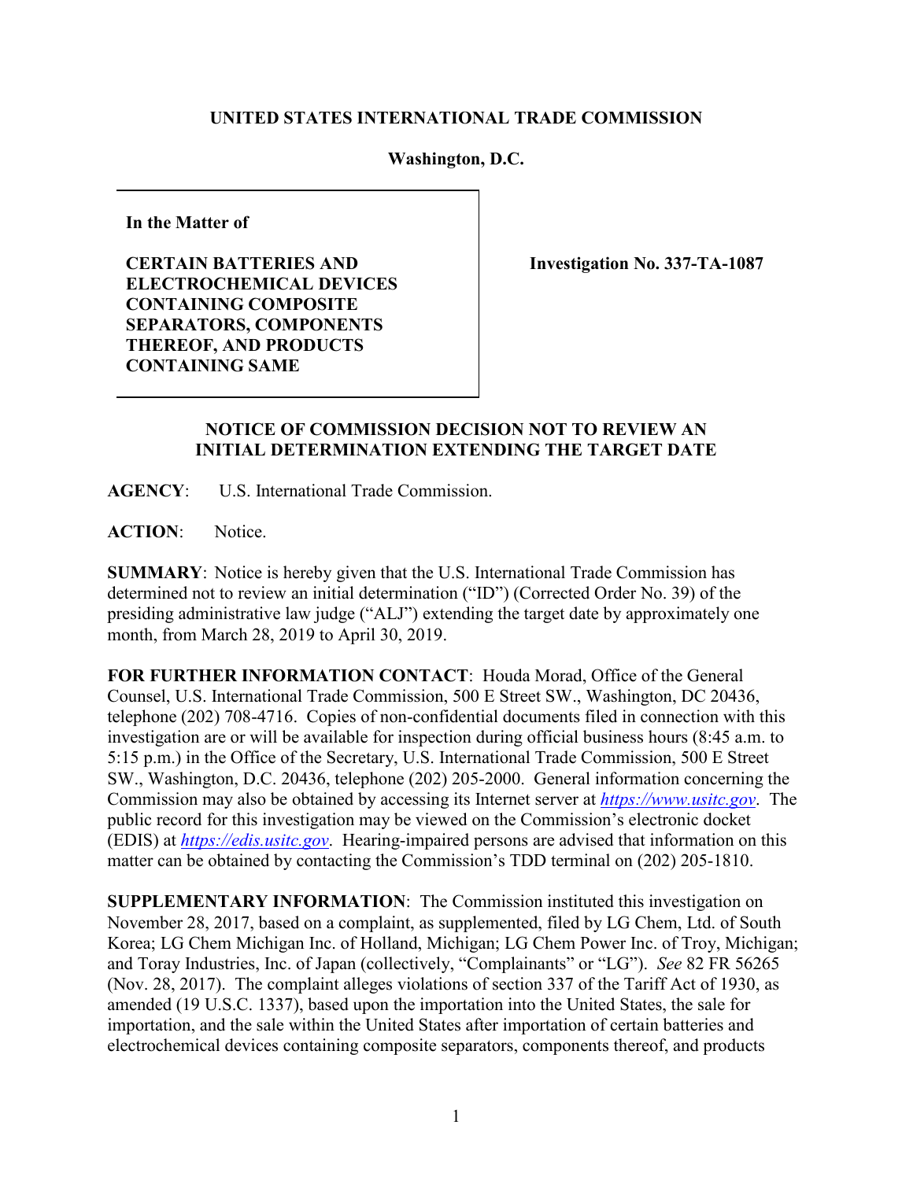**UNITED STATES INTERNATIONAL TRADE COMMISSION**

**Washington, D.C.**

| In the Matter of<br><br>CERTAIN BATTERIES AND ELECTROCHEMICAL DEVICES CONTAINING COMPOSITE SEPARATORS, COMPONENTS THEREOF, AND PRODUCTS CONTAINING SAME | Investigation No. 337-TA-1087 |
|---|---|

**NOTICE OF COMMISSION DECISION NOT TO REVIEW AN INITIAL DETERMINATION EXTENDING THE TARGET DATE**

**AGENCY**: U.S. International Trade Commission.

**ACTION**: Notice.

**SUMMARY**: Notice is hereby given that the U.S. International Trade Commission has determined not to review an initial determination ("ID") (Corrected Order No. 39) of the presiding administrative law judge ("ALJ") extending the target date by approximately one month, from March 28, 2019 to April 30, 2019.

**FOR FURTHER INFORMATION CONTACT**: Houda Morad, Office of the General Counsel, U.S. International Trade Commission, 500 E Street SW., Washington, DC 20436, telephone (202) 708-4716. Copies of non-confidential documents filed in connection with this investigation are or will be available for inspection during official business hours (8:45 a.m. to 5:15 p.m.) in the Office of the Secretary, U.S. International Trade Commission, 500 E Street SW., Washington, D.C. 20436, telephone (202) 205-2000. General information concerning the Commission may also be obtained by accessing its Internet server at *https://www.usitc.gov*. The public record for this investigation may be viewed on the Commission's electronic docket (EDIS) at *https://edis.usitc.gov*. Hearing-impaired persons are advised that information on this matter can be obtained by contacting the Commission's TDD terminal on (202) 205-1810.

**SUPPLEMENTARY INFORMATION**: The Commission instituted this investigation on November 28, 2017, based on a complaint, as supplemented, filed by LG Chem, Ltd. of South Korea; LG Chem Michigan Inc. of Holland, Michigan; LG Chem Power Inc. of Troy, Michigan; and Toray Industries, Inc. of Japan (collectively, "Complainants" or "LG"). *See* 82 FR 56265 (Nov. 28, 2017). The complaint alleges violations of section 337 of the Tariff Act of 1930, as amended (19 U.S.C. 1337), based upon the importation into the United States, the sale for importation, and the sale within the United States after importation of certain batteries and electrochemical devices containing composite separators, components thereof, and products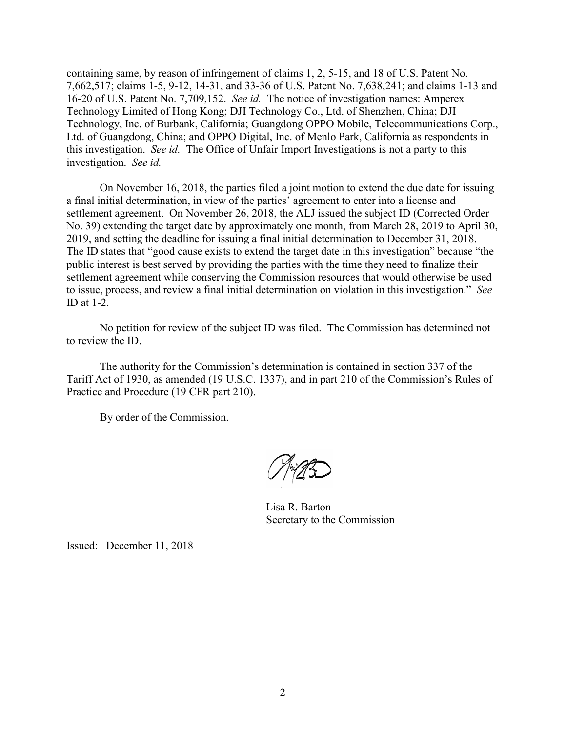containing same, by reason of infringement of claims 1, 2, 5-15, and 18 of U.S. Patent No. 7,662,517; claims 1-5, 9-12, 14-31, and 33-36 of U.S. Patent No. 7,638,241; and claims 1-13 and 16-20 of U.S. Patent No. 7,709,152. *See id.* The notice of investigation names: Amperex Technology Limited of Hong Kong; DJI Technology Co., Ltd. of Shenzhen, China; DJI Technology, Inc. of Burbank, California; Guangdong OPPO Mobile, Telecommunications Corp., Ltd. of Guangdong, China; and OPPO Digital, Inc. of Menlo Park, California as respondents in this investigation. *See id.* The Office of Unfair Import Investigations is not a party to this investigation. *See id.*

On November 16, 2018, the parties filed a joint motion to extend the due date for issuing a final initial determination, in view of the parties' agreement to enter into a license and settlement agreement. On November 26, 2018, the ALJ issued the subject ID (Corrected Order No. 39) extending the target date by approximately one month, from March 28, 2019 to April 30, 2019, and setting the deadline for issuing a final initial determination to December 31, 2018. The ID states that "good cause exists to extend the target date in this investigation" because "the public interest is best served by providing the parties with the time they need to finalize their settlement agreement while conserving the Commission resources that would otherwise be used to issue, process, and review a final initial determination on violation in this investigation." *See* ID at 1-2.

No petition for review of the subject ID was filed. The Commission has determined not to review the ID.

The authority for the Commission's determination is contained in section 337 of the Tariff Act of 1930, as amended (19 U.S.C. 1337), and in part 210 of the Commission's Rules of Practice and Procedure (19 CFR part 210).

By order of the Commission.

Lisa R. Barton
Secretary to the Commission

Issued: December 11, 2018